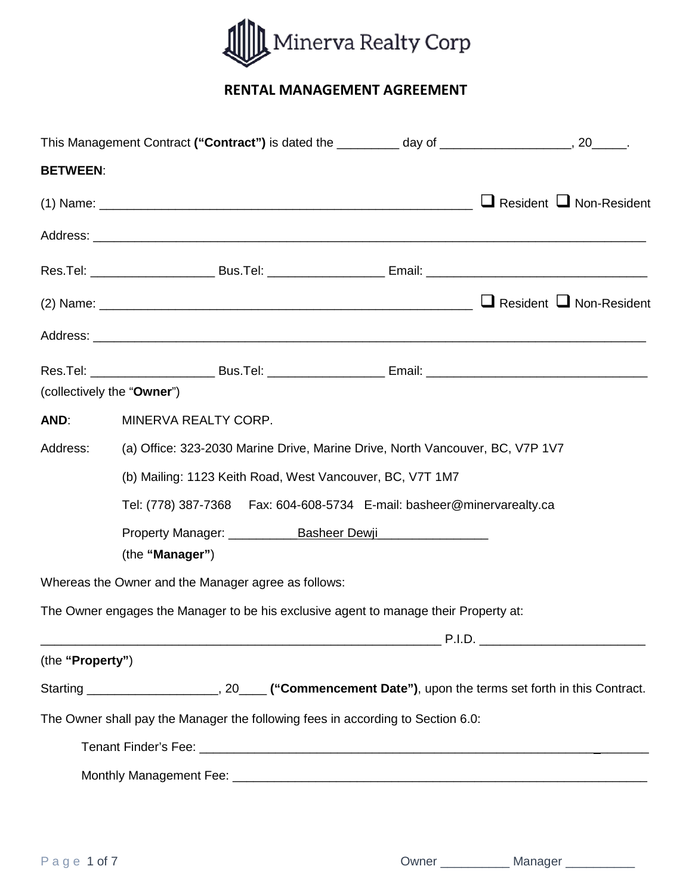Minerva Realty Corp

# RENTAL MANAGEMENT AGREEMENT

This Management Contract **("Contract")** is dated the _________ day of ___________________, 20_____.

**BETWEEN**:

(1) Name: ________________________________________________________ ❑ Resident ❑ Non-Resident

Address: ____________________________________________________________________________________

Res.Tel: __________________ Bus.Tel: _________________ Email: ________________________________

(2) Name: ________________________________________________________ ❑ Resident ❑ Non-Resident

Address: ____________________________________________________________________________________

Res.Tel: __________________ Bus.Tel: _________________ Email: ________________________________

(collectively the "**Owner**")

**AND**: MINERVA REALTY CORP.

Address: (a) Office: 323-2030 Marine Drive, Marine Drive, North Vancouver, BC, V7P 1V7

(b) Mailing: 1123 Keith Road, West Vancouver, BC, V7T 1M7

Tel: (778) 387-7368 Fax: 604-608-5734 E-mail: basheer@minervarealty.ca

Property Manager: __________Basheer Dewji________________

(the **"Manager"**)

Whereas the Owner and the Manager agree as follows:

The Owner engages the Manager to be his exclusive agent to manage their Property at:

____________________________________________________________ P.I.D. ________________________

(the **"Property"**)

Starting ___________________, 20____ **("Commencement Date")**, upon the terms set forth in this Contract.

The Owner shall pay the Manager the following fees in according to Section 6.0:

Tenant Finder's Fee: ____________________________________________________________________

Monthly Management Fee: ______________________________________________________________

Owner __________ Manager __________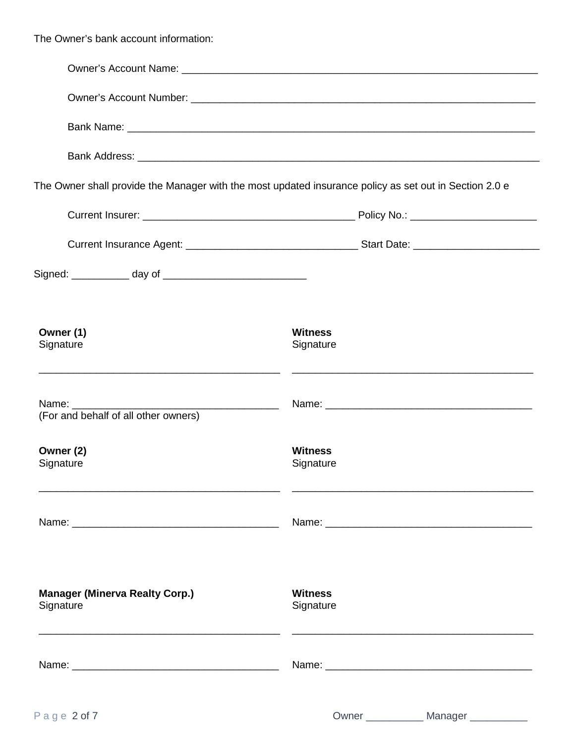The Owner's bank account information:

Owner's Account Name: ___________________________________________________________

Owner's Account Number: _________________________________________________________

Bank Name: ______________________________________________________________________

Bank Address: ____________________________________________________________________

The Owner shall provide the Manager with the most updated insurance policy as set out in Section 2.0 e

Current Insurer: ___________________________________ Policy No.: _____________________

Current Insurance Agent: _____________________________ Start Date: _____________________

Signed: __________ day of ________________________

| | |
|---|---|
| **Owner (1)**<br>Signature<br><br>_________________________________________ | **Witness**<br>Signature<br><br>_________________________________________ |
| Name: ___________________________________<br>(For and behalf of all other owners) | Name: ___________________________________ |
| **Owner (2)**<br>Signature<br><br>_________________________________________ | **Witness**<br>Signature<br><br>_________________________________________ |
| Name: ___________________________________ | Name: ___________________________________ |
| **Manager (Minerva Realty Corp.)**<br>Signature<br><br>_________________________________________ | **Witness**<br>Signature<br><br>_________________________________________ |
| Name: ___________________________________ | Name: ___________________________________ |

Owner __________ Manager __________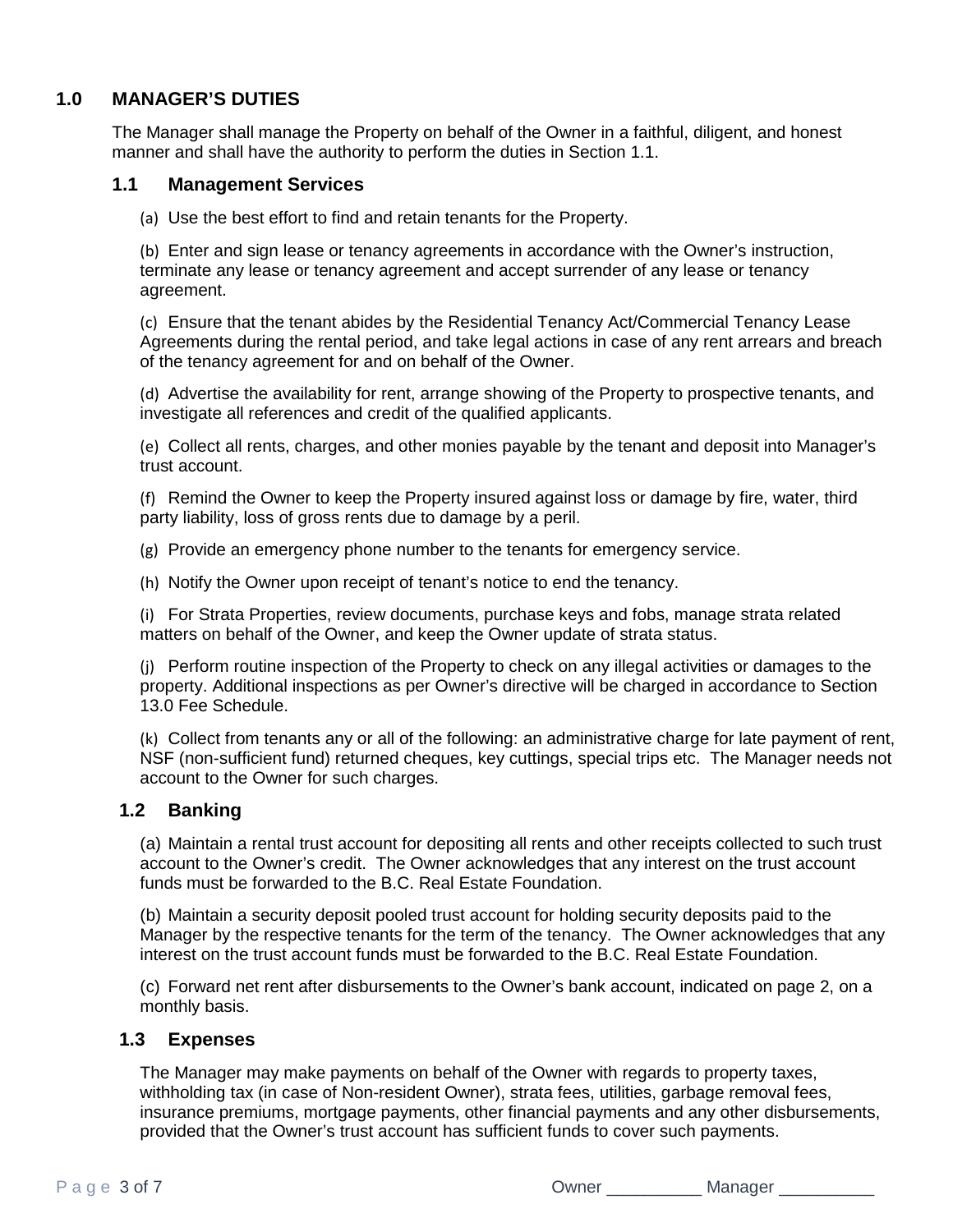## 1.0 MANAGER'S DUTIES

The Manager shall manage the Property on behalf of the Owner in a faithful, diligent, and honest manner and shall have the authority to perform the duties in Section 1.1.

### 1.1 Management Services

(a) Use the best effort to find and retain tenants for the Property.

(b) Enter and sign lease or tenancy agreements in accordance with the Owner's instruction, terminate any lease or tenancy agreement and accept surrender of any lease or tenancy agreement.

(c) Ensure that the tenant abides by the Residential Tenancy Act/Commercial Tenancy Lease Agreements during the rental period, and take legal actions in case of any rent arrears and breach of the tenancy agreement for and on behalf of the Owner.

(d) Advertise the availability for rent, arrange showing of the Property to prospective tenants, and investigate all references and credit of the qualified applicants.

(e) Collect all rents, charges, and other monies payable by the tenant and deposit into Manager's trust account.

(f) Remind the Owner to keep the Property insured against loss or damage by fire, water, third party liability, loss of gross rents due to damage by a peril.

(g) Provide an emergency phone number to the tenants for emergency service.

(h) Notify the Owner upon receipt of tenant's notice to end the tenancy.

(i) For Strata Properties, review documents, purchase keys and fobs, manage strata related matters on behalf of the Owner, and keep the Owner update of strata status.

(j) Perform routine inspection of the Property to check on any illegal activities or damages to the property. Additional inspections as per Owner's directive will be charged in accordance to Section 13.0 Fee Schedule.

(k) Collect from tenants any or all of the following: an administrative charge for late payment of rent, NSF (non-sufficient fund) returned cheques, key cuttings, special trips etc. The Manager needs not account to the Owner for such charges.

### 1.2 Banking

(a) Maintain a rental trust account for depositing all rents and other receipts collected to such trust account to the Owner's credit. The Owner acknowledges that any interest on the trust account funds must be forwarded to the B.C. Real Estate Foundation.

(b) Maintain a security deposit pooled trust account for holding security deposits paid to the Manager by the respective tenants for the term of the tenancy. The Owner acknowledges that any interest on the trust account funds must be forwarded to the B.C. Real Estate Foundation.

(c) Forward net rent after disbursements to the Owner's bank account, indicated on page 2, on a monthly basis.

### 1.3 Expenses

The Manager may make payments on behalf of the Owner with regards to property taxes, withholding tax (in case of Non-resident Owner), strata fees, utilities, garbage removal fees, insurance premiums, mortgage payments, other financial payments and any other disbursements, provided that the Owner's trust account has sufficient funds to cover such payments.

Owner __________ Manager __________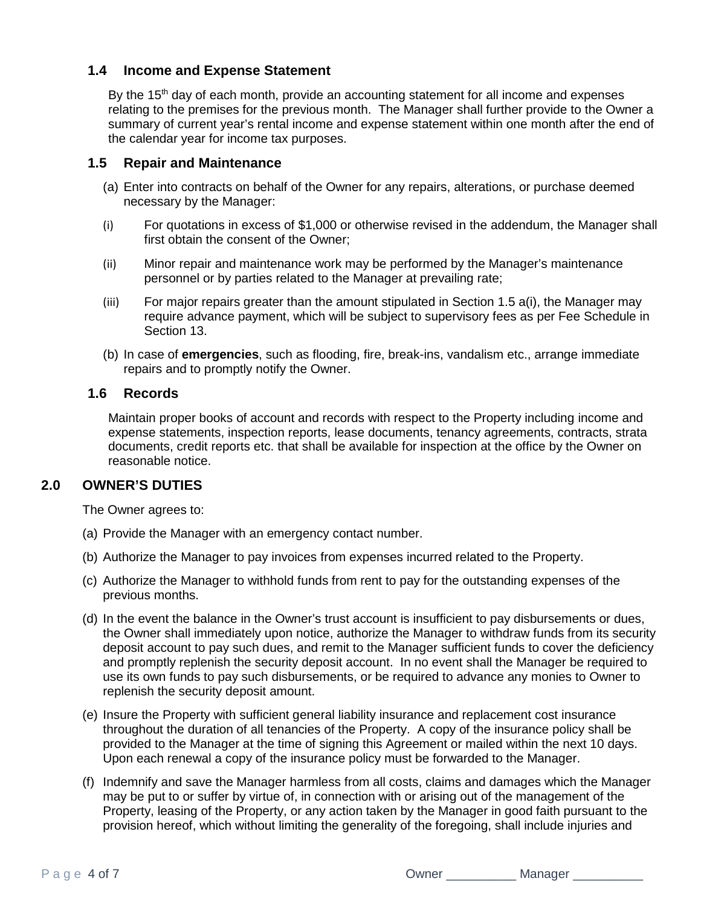### 1.4 Income and Expense Statement

By the 15th day of each month, provide an accounting statement for all income and expenses relating to the premises for the previous month. The Manager shall further provide to the Owner a summary of current year's rental income and expense statement within one month after the end of the calendar year for income tax purposes.

### 1.5 Repair and Maintenance

(a) Enter into contracts on behalf of the Owner for any repairs, alterations, or purchase deemed necessary by the Manager:

(i) For quotations in excess of $1,000 or otherwise revised in the addendum, the Manager shall first obtain the consent of the Owner;

(ii) Minor repair and maintenance work may be performed by the Manager's maintenance personnel or by parties related to the Manager at prevailing rate;

(iii) For major repairs greater than the amount stipulated in Section 1.5 a(i), the Manager may require advance payment, which will be subject to supervisory fees as per Fee Schedule in Section 13.

(b) In case of **emergencies**, such as flooding, fire, break-ins, vandalism etc., arrange immediate repairs and to promptly notify the Owner.

### 1.6 Records

Maintain proper books of account and records with respect to the Property including income and expense statements, inspection reports, lease documents, tenancy agreements, contracts, strata documents, credit reports etc. that shall be available for inspection at the office by the Owner on reasonable notice.

## 2.0 OWNER'S DUTIES

The Owner agrees to:

(a) Provide the Manager with an emergency contact number.

(b) Authorize the Manager to pay invoices from expenses incurred related to the Property.

(c) Authorize the Manager to withhold funds from rent to pay for the outstanding expenses of the previous months.

(d) In the event the balance in the Owner's trust account is insufficient to pay disbursements or dues, the Owner shall immediately upon notice, authorize the Manager to withdraw funds from its security deposit account to pay such dues, and remit to the Manager sufficient funds to cover the deficiency and promptly replenish the security deposit account. In no event shall the Manager be required to use its own funds to pay such disbursements, or be required to advance any monies to Owner to replenish the security deposit amount.

(e) Insure the Property with sufficient general liability insurance and replacement cost insurance throughout the duration of all tenancies of the Property. A copy of the insurance policy shall be provided to the Manager at the time of signing this Agreement or mailed within the next 10 days. Upon each renewal a copy of the insurance policy must be forwarded to the Manager.

(f) Indemnify and save the Manager harmless from all costs, claims and damages which the Manager may be put to or suffer by virtue of, in connection with or arising out of the management of the Property, leasing of the Property, or any action taken by the Manager in good faith pursuant to the provision hereof, which without limiting the generality of the foregoing, shall include injuries and

Owner __________ Manager __________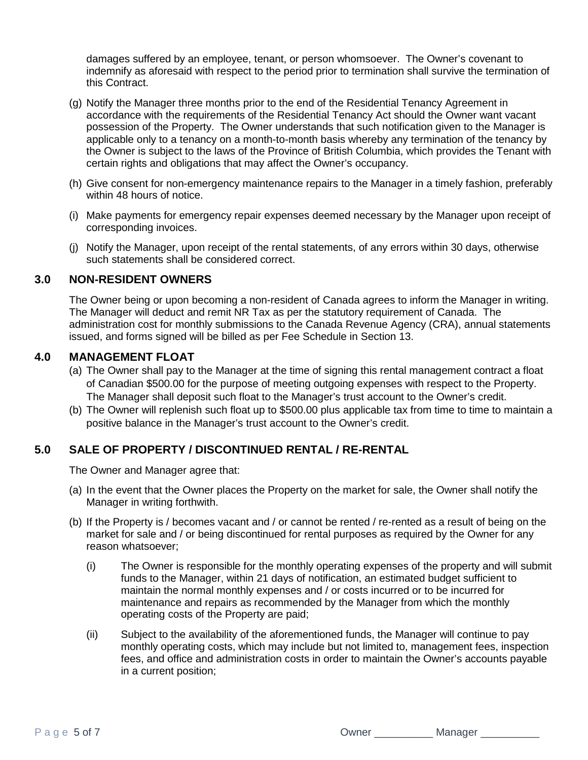damages suffered by an employee, tenant, or person whomsoever. The Owner's covenant to indemnify as aforesaid with respect to the period prior to termination shall survive the termination of this Contract.

(g) Notify the Manager three months prior to the end of the Residential Tenancy Agreement in accordance with the requirements of the Residential Tenancy Act should the Owner want vacant possession of the Property. The Owner understands that such notification given to the Manager is applicable only to a tenancy on a month-to-month basis whereby any termination of the tenancy by the Owner is subject to the laws of the Province of British Columbia, which provides the Tenant with certain rights and obligations that may affect the Owner's occupancy.

(h) Give consent for non-emergency maintenance repairs to the Manager in a timely fashion, preferably within 48 hours of notice.

(i) Make payments for emergency repair expenses deemed necessary by the Manager upon receipt of corresponding invoices.

(j) Notify the Manager, upon receipt of the rental statements, of any errors within 30 days, otherwise such statements shall be considered correct.

## 3.0 NON-RESIDENT OWNERS

The Owner being or upon becoming a non-resident of Canada agrees to inform the Manager in writing. The Manager will deduct and remit NR Tax as per the statutory requirement of Canada. The administration cost for monthly submissions to the Canada Revenue Agency (CRA), annual statements issued, and forms signed will be billed as per Fee Schedule in Section 13.

## 4.0 MANAGEMENT FLOAT

(a) The Owner shall pay to the Manager at the time of signing this rental management contract a float of Canadian $500.00 for the purpose of meeting outgoing expenses with respect to the Property. The Manager shall deposit such float to the Manager's trust account to the Owner's credit.

(b) The Owner will replenish such float up to $500.00 plus applicable tax from time to time to maintain a positive balance in the Manager's trust account to the Owner's credit.

## 5.0 SALE OF PROPERTY / DISCONTINUED RENTAL / RE-RENTAL

The Owner and Manager agree that:

(a) In the event that the Owner places the Property on the market for sale, the Owner shall notify the Manager in writing forthwith.

(b) If the Property is / becomes vacant and / or cannot be rented / re-rented as a result of being on the market for sale and / or being discontinued for rental purposes as required by the Owner for any reason whatsoever;

   (i) The Owner is responsible for the monthly operating expenses of the property and will submit funds to the Manager, within 21 days of notification, an estimated budget sufficient to maintain the normal monthly expenses and / or costs incurred or to be incurred for maintenance and repairs as recommended by the Manager from which the monthly operating costs of the Property are paid;

   (ii) Subject to the availability of the aforementioned funds, the Manager will continue to pay monthly operating costs, which may include but not limited to, management fees, inspection fees, and office and administration costs in order to maintain the Owner's accounts payable in a current position;

Owner __________ Manager __________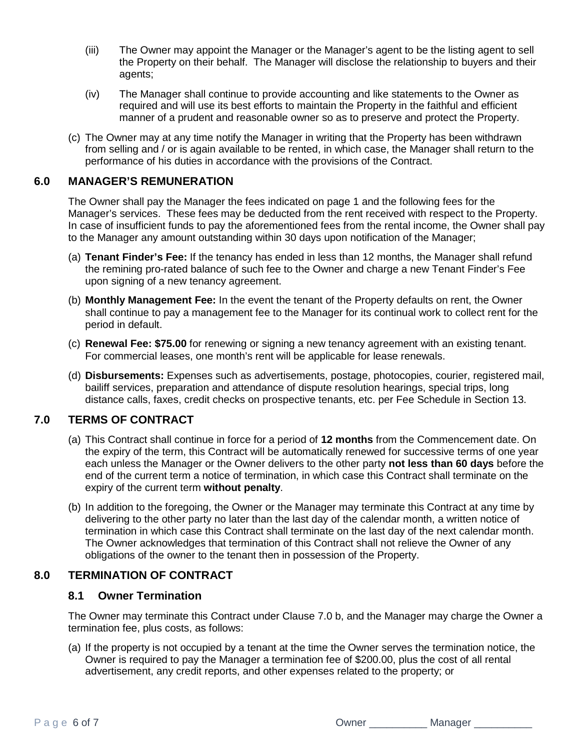(iii) The Owner may appoint the Manager or the Manager's agent to be the listing agent to sell the Property on their behalf. The Manager will disclose the relationship to buyers and their agents;

(iv) The Manager shall continue to provide accounting and like statements to the Owner as required and will use its best efforts to maintain the Property in the faithful and efficient manner of a prudent and reasonable owner so as to preserve and protect the Property.

(c) The Owner may at any time notify the Manager in writing that the Property has been withdrawn from selling and / or is again available to be rented, in which case, the Manager shall return to the performance of his duties in accordance with the provisions of the Contract.

## 6.0 MANAGER'S REMUNERATION

The Owner shall pay the Manager the fees indicated on page 1 and the following fees for the Manager's services. These fees may be deducted from the rent received with respect to the Property. In case of insufficient funds to pay the aforementioned fees from the rental income, the Owner shall pay to the Manager any amount outstanding within 30 days upon notification of the Manager;

(a) **Tenant Finder's Fee:** If the tenancy has ended in less than 12 months, the Manager shall refund the remining pro-rated balance of such fee to the Owner and charge a new Tenant Finder's Fee upon signing of a new tenancy agreement.

(b) **Monthly Management Fee:** In the event the tenant of the Property defaults on rent, the Owner shall continue to pay a management fee to the Manager for its continual work to collect rent for the period in default.

(c) **Renewal Fee: $75.00** for renewing or signing a new tenancy agreement with an existing tenant. For commercial leases, one month's rent will be applicable for lease renewals.

(d) **Disbursements:** Expenses such as advertisements, postage, photocopies, courier, registered mail, bailiff services, preparation and attendance of dispute resolution hearings, special trips, long distance calls, faxes, credit checks on prospective tenants, etc. per Fee Schedule in Section 13.

## 7.0 TERMS OF CONTRACT

(a) This Contract shall continue in force for a period of **12 months** from the Commencement date. On the expiry of the term, this Contract will be automatically renewed for successive terms of one year each unless the Manager or the Owner delivers to the other party **not less than 60 days** before the end of the current term a notice of termination, in which case this Contract shall terminate on the expiry of the current term **without penalty**.

(b) In addition to the foregoing, the Owner or the Manager may terminate this Contract at any time by delivering to the other party no later than the last day of the calendar month, a written notice of termination in which case this Contract shall terminate on the last day of the next calendar month. The Owner acknowledges that termination of this Contract shall not relieve the Owner of any obligations of the owner to the tenant then in possession of the Property.

## 8.0 TERMINATION OF CONTRACT

### 8.1 Owner Termination

The Owner may terminate this Contract under Clause 7.0 b, and the Manager may charge the Owner a termination fee, plus costs, as follows:

(a) If the property is not occupied by a tenant at the time the Owner serves the termination notice, the Owner is required to pay the Manager a termination fee of $200.00, plus the cost of all rental advertisement, any credit reports, and other expenses related to the property; or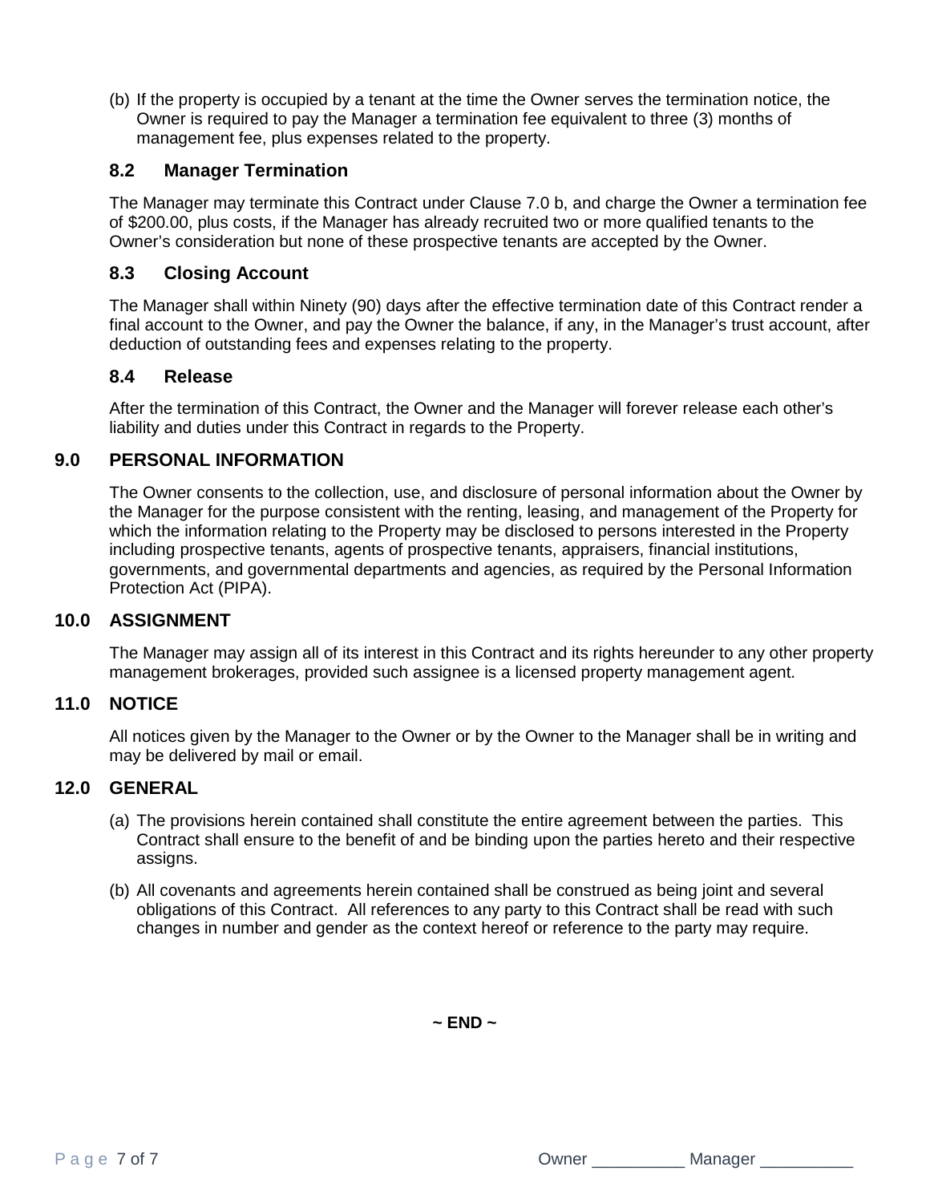(b) If the property is occupied by a tenant at the time the Owner serves the termination notice, the Owner is required to pay the Manager a termination fee equivalent to three (3) months of management fee, plus expenses related to the property.

### 8.2 Manager Termination

The Manager may terminate this Contract under Clause 7.0 b, and charge the Owner a termination fee of $200.00, plus costs, if the Manager has already recruited two or more qualified tenants to the Owner's consideration but none of these prospective tenants are accepted by the Owner.

### 8.3 Closing Account

The Manager shall within Ninety (90) days after the effective termination date of this Contract render a final account to the Owner, and pay the Owner the balance, if any, in the Manager's trust account, after deduction of outstanding fees and expenses relating to the property.

### 8.4 Release

After the termination of this Contract, the Owner and the Manager will forever release each other's liability and duties under this Contract in regards to the Property.

## 9.0 PERSONAL INFORMATION

The Owner consents to the collection, use, and disclosure of personal information about the Owner by the Manager for the purpose consistent with the renting, leasing, and management of the Property for which the information relating to the Property may be disclosed to persons interested in the Property including prospective tenants, agents of prospective tenants, appraisers, financial institutions, governments, and governmental departments and agencies, as required by the Personal Information Protection Act (PIPA).

## 10.0 ASSIGNMENT

The Manager may assign all of its interest in this Contract and its rights hereunder to any other property management brokerages, provided such assignee is a licensed property management agent.

## 11.0 NOTICE

All notices given by the Manager to the Owner or by the Owner to the Manager shall be in writing and may be delivered by mail or email.

## 12.0 GENERAL

(a) The provisions herein contained shall constitute the entire agreement between the parties. This Contract shall ensure to the benefit of and be binding upon the parties hereto and their respective assigns.

(b) All covenants and agreements herein contained shall be construed as being joint and several obligations of this Contract. All references to any party to this Contract shall be read with such changes in number and gender as the context hereof or reference to the party may require.

**~ END ~**

Owner __________ Manager __________